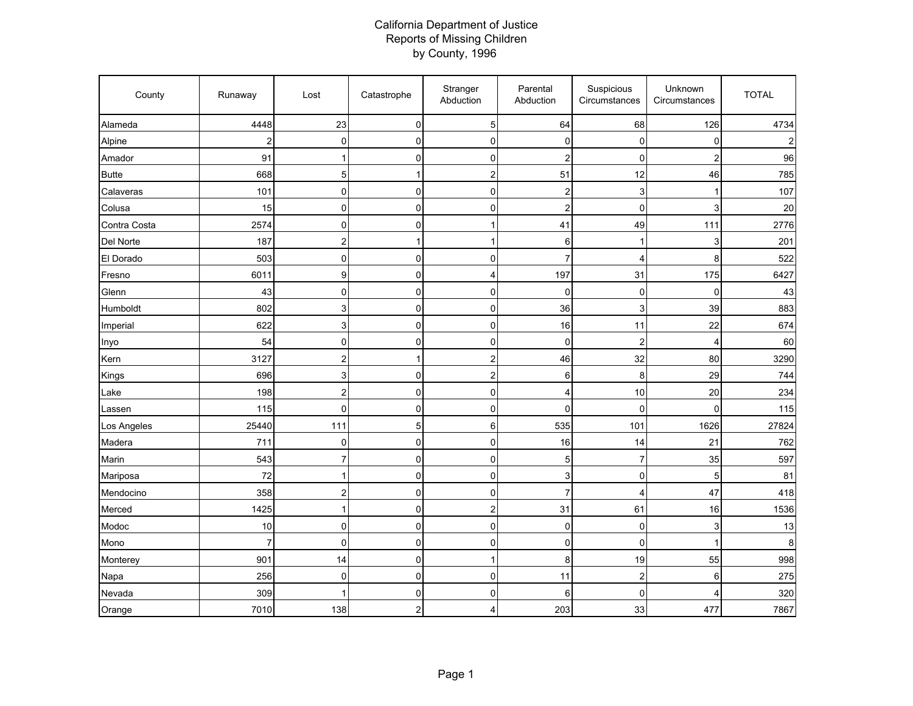# California Department of Justice
## Reports of Missing Children
## by County, 1996

| County | Runaway | Lost | Catastrophe | Stranger Abduction | Parental Abduction | Suspicious Circumstances | Unknown Circumstances | TOTAL |
|---|---|---|---|---|---|---|---|---|
| Alameda | 4448 | 23 | 0 | 5 | 64 | 68 | 126 | 4734 |
| Alpine | 2 | 0 | 0 | 0 | 0 | 0 | 0 | 2 |
| Amador | 91 | 1 | 0 | 0 | 2 | 0 | 2 | 96 |
| Butte | 668 | 5 | 1 | 2 | 51 | 12 | 46 | 785 |
| Calaveras | 101 | 0 | 0 | 0 | 2 | 3 | 1 | 107 |
| Colusa | 15 | 0 | 0 | 0 | 2 | 0 | 3 | 20 |
| Contra Costa | 2574 | 0 | 0 | 1 | 41 | 49 | 111 | 2776 |
| Del Norte | 187 | 2 | 1 | 1 | 6 | 1 | 3 | 201 |
| El Dorado | 503 | 0 | 0 | 0 | 7 | 4 | 8 | 522 |
| Fresno | 6011 | 9 | 0 | 4 | 197 | 31 | 175 | 6427 |
| Glenn | 43 | 0 | 0 | 0 | 0 | 0 | 0 | 43 |
| Humboldt | 802 | 3 | 0 | 0 | 36 | 3 | 39 | 883 |
| Imperial | 622 | 3 | 0 | 0 | 16 | 11 | 22 | 674 |
| Inyo | 54 | 0 | 0 | 0 | 0 | 2 | 4 | 60 |
| Kern | 3127 | 2 | 1 | 2 | 46 | 32 | 80 | 3290 |
| Kings | 696 | 3 | 0 | 2 | 6 | 8 | 29 | 744 |
| Lake | 198 | 2 | 0 | 0 | 4 | 10 | 20 | 234 |
| Lassen | 115 | 0 | 0 | 0 | 0 | 0 | 0 | 115 |
| Los Angeles | 25440 | 111 | 5 | 6 | 535 | 101 | 1626 | 27824 |
| Madera | 711 | 0 | 0 | 0 | 16 | 14 | 21 | 762 |
| Marin | 543 | 7 | 0 | 0 | 5 | 7 | 35 | 597 |
| Mariposa | 72 | 1 | 0 | 0 | 3 | 0 | 5 | 81 |
| Mendocino | 358 | 2 | 0 | 0 | 7 | 4 | 47 | 418 |
| Merced | 1425 | 1 | 0 | 2 | 31 | 61 | 16 | 1536 |
| Modoc | 10 | 0 | 0 | 0 | 0 | 0 | 3 | 13 |
| Mono | 7 | 0 | 0 | 0 | 0 | 0 | 1 | 8 |
| Monterey | 901 | 14 | 0 | 1 | 8 | 19 | 55 | 998 |
| Napa | 256 | 0 | 0 | 0 | 11 | 2 | 6 | 275 |
| Nevada | 309 | 1 | 0 | 0 | 6 | 0 | 4 | 320 |
| Orange | 7010 | 138 | 2 | 4 | 203 | 33 | 477 | 7867 |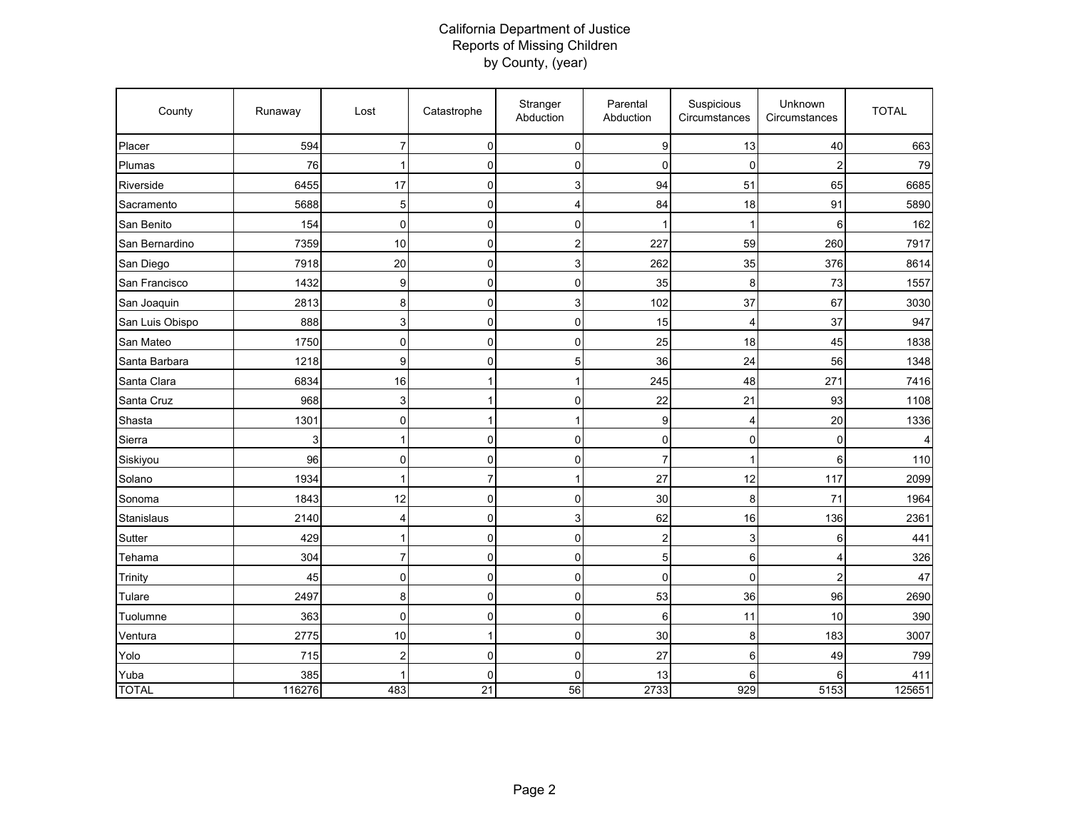# California Department of Justice
## Reports of Missing Children
## by County, (year)

| County | Runaway | Lost | Catastrophe | Stranger Abduction | Parental Abduction | Suspicious Circumstances | Unknown Circumstances | TOTAL |
|---|---|---|---|---|---|---|---|---|
| Placer | 594 | 7 | 0 | 0 | 9 | 13 | 40 | 663 |
| Plumas | 76 | 1 | 0 | 0 | 0 | 0 | 2 | 79 |
| Riverside | 6455 | 17 | 0 | 3 | 94 | 51 | 65 | 6685 |
| Sacramento | 5688 | 5 | 0 | 4 | 84 | 18 | 91 | 5890 |
| San Benito | 154 | 0 | 0 | 0 | 1 | 1 | 6 | 162 |
| San Bernardino | 7359 | 10 | 0 | 2 | 227 | 59 | 260 | 7917 |
| San Diego | 7918 | 20 | 0 | 3 | 262 | 35 | 376 | 8614 |
| San Francisco | 1432 | 9 | 0 | 0 | 35 | 8 | 73 | 1557 |
| San Joaquin | 2813 | 8 | 0 | 3 | 102 | 37 | 67 | 3030 |
| San Luis Obispo | 888 | 3 | 0 | 0 | 15 | 4 | 37 | 947 |
| San Mateo | 1750 | 0 | 0 | 0 | 25 | 18 | 45 | 1838 |
| Santa Barbara | 1218 | 9 | 0 | 5 | 36 | 24 | 56 | 1348 |
| Santa Clara | 6834 | 16 | 1 | 1 | 245 | 48 | 271 | 7416 |
| Santa Cruz | 968 | 3 | 1 | 0 | 22 | 21 | 93 | 1108 |
| Shasta | 1301 | 0 | 1 | 1 | 9 | 4 | 20 | 1336 |
| Sierra | 3 | 1 | 0 | 0 | 0 | 0 | 0 | 4 |
| Siskiyou | 96 | 0 | 0 | 0 | 7 | 1 | 6 | 110 |
| Solano | 1934 | 1 | 7 | 1 | 27 | 12 | 117 | 2099 |
| Sonoma | 1843 | 12 | 0 | 0 | 30 | 8 | 71 | 1964 |
| Stanislaus | 2140 | 4 | 0 | 3 | 62 | 16 | 136 | 2361 |
| Sutter | 429 | 1 | 0 | 0 | 2 | 3 | 6 | 441 |
| Tehama | 304 | 7 | 0 | 0 | 5 | 6 | 4 | 326 |
| Trinity | 45 | 0 | 0 | 0 | 0 | 0 | 2 | 47 |
| Tulare | 2497 | 8 | 0 | 0 | 53 | 36 | 96 | 2690 |
| Tuolumne | 363 | 0 | 0 | 0 | 6 | 11 | 10 | 390 |
| Ventura | 2775 | 10 | 1 | 0 | 30 | 8 | 183 | 3007 |
| Yolo | 715 | 2 | 0 | 0 | 27 | 6 | 49 | 799 |
| Yuba | 385 | 1 | 0 | 0 | 13 | 6 | 6 | 411 |
| TOTAL | 116276 | 483 | 21 | 56 | 2733 | 929 | 5153 | 125651 |